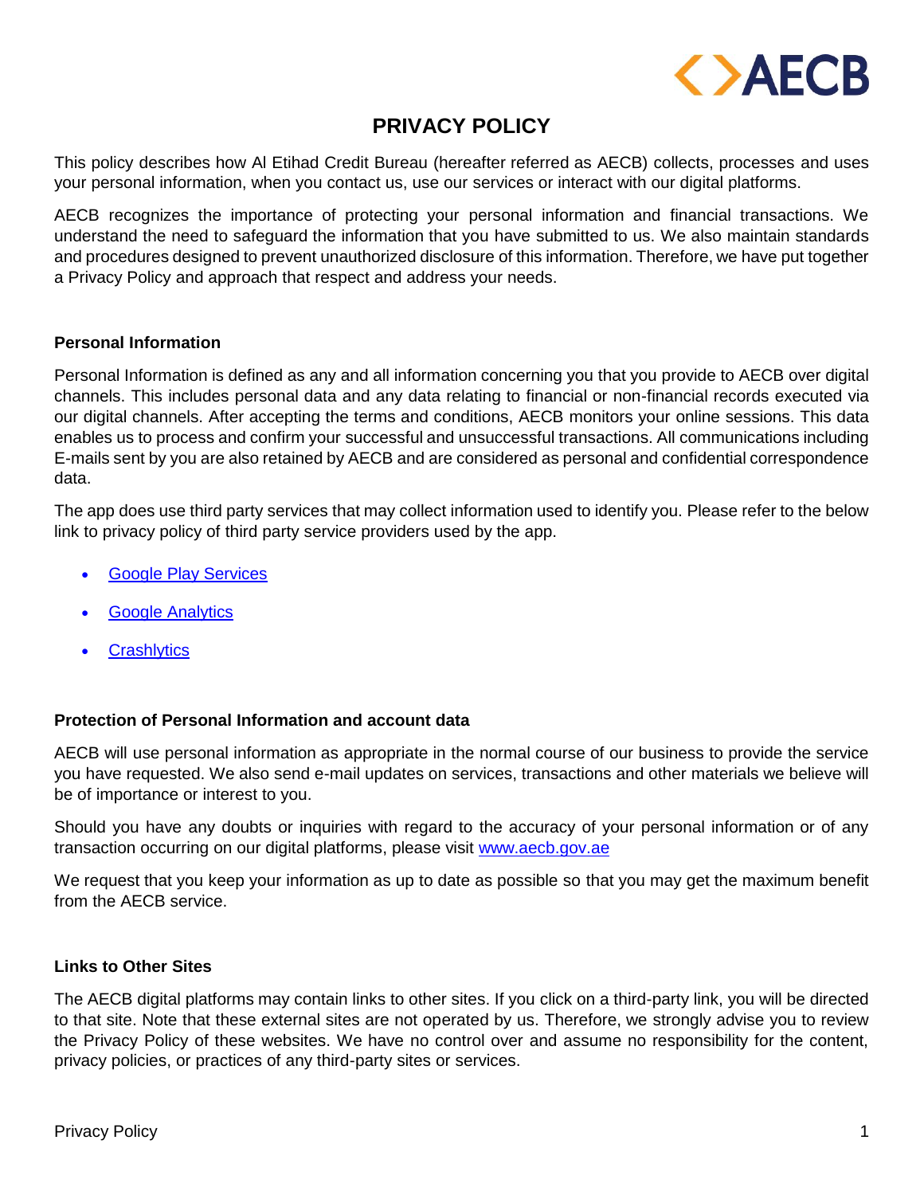# PRIVACY POLICY

This policy describes how Al Etihad Credit Bureau (hereafter referred as AECB) collects, processes and uses your personal information, when you contact us, use our services or interact with our digital platforms.

AECB recognizes the importance of protecting your personal information and financial transactions. We understand the need to safeguard the information that you have submitted to us. We also maintain standards and procedures designed to prevent unauthorized disclosure of this information. Therefore, we have put together a Privacy Policy and approach that respect and address your needs.

### Personal Information

Personal Information is defined as any and all information concerning you that you provide to AECB over digital channels. This includes personal data and any data relating to financial or non-financial records executed via our digital channels. After accepting the terms and conditions, AECB monitors your online sessions. This data enables us to process and confirm your successful and unsuccessful transactions. All communications including E-mails sent by you are also retained by AECB and are considered as personal and confidential correspondence data.

The app does use third party services that may collect information used to identify you. Please refer to the below link to privacy policy of third party service providers used by the app.

- Google Play Services
- Google Analytics
- Crashlytics

### Protection of Personal Information and account data

AECB will use personal information as appropriate in the normal course of our business to provide the service you have requested. We also send e-mail updates on services, transactions and other materials we believe will be of importance or interest to you.

Should you have any doubts or inquiries with regard to the accuracy of your personal information or of any transaction occurring on our digital platforms, please visit www.aecb.gov.ae

We request that you keep your information as up to date as possible so that you may get the maximum benefit from the AECB service.

### Links to Other Sites

The AECB digital platforms may contain links to other sites. If you click on a third-party link, you will be directed to that site. Note that these external sites are not operated by us. Therefore, we strongly advise you to review the Privacy Policy of these websites. We have no control over and assume no responsibility for the content, privacy policies, or practices of any third-party sites or services.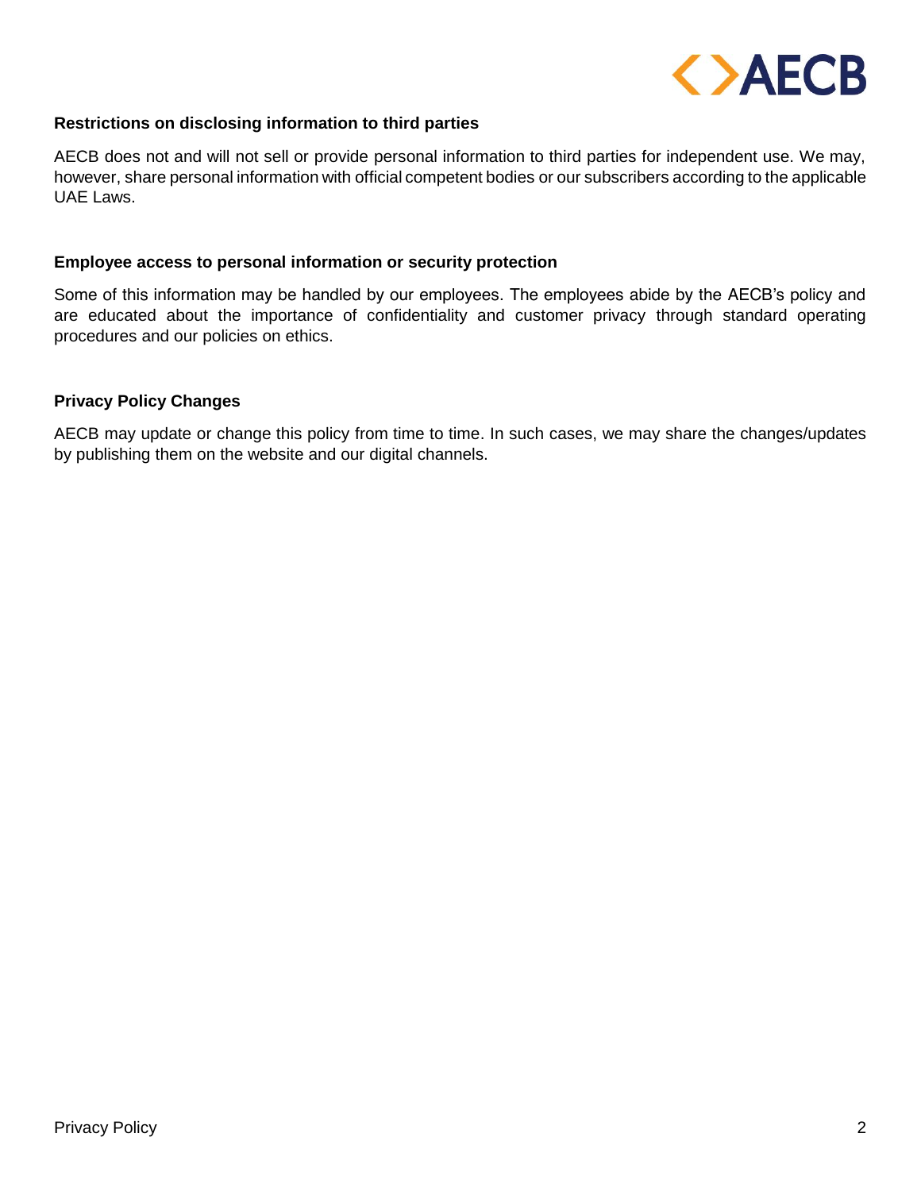**Restrictions on disclosing information to third parties**

AECB does not and will not sell or provide personal information to third parties for independent use. We may, however, share personal information with official competent bodies or our subscribers according to the applicable UAE Laws.

**Employee access to personal information or security protection**

Some of this information may be handled by our employees. The employees abide by the AECB's policy and are educated about the importance of confidentiality and customer privacy through standard operating procedures and our policies on ethics.

**Privacy Policy Changes**

AECB may update or change this policy from time to time. In such cases, we may share the changes/updates by publishing them on the website and our digital channels.